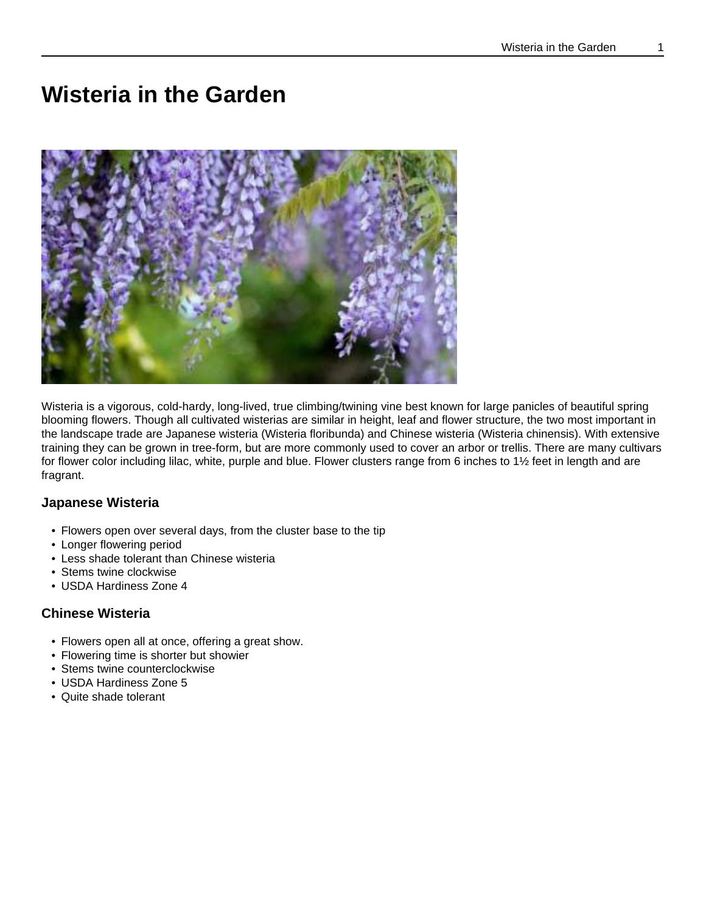# Wisteria in the Garden

Wisteria is a vigorous, cold-hardy, long-lived, true climbing/twining vine best known for large panicles of beautiful spring blooming flowers. Though all cultivated wisterias are similar in height, leaf and flower structure, the two most important in the landscape trade are Japanese wisteria (Wisteria floribunda) and Chinese wisteria (Wisteria chinensis). With extensive training they can be grown in tree-form, but are more commonly used to cover an arbor or trellis. There are many cultivars for flower color including lilac, white, purple and blue. Flower clusters range from 6 inches to 1½ feet in length and are fragrant.

### Japanese Wisteria

- Flowers open over several days, from the cluster base to the tip
- Longer flowering period
- Less shade tolerant than Chinese wisteria
- Stems twine clockwise
- USDA Hardiness Zone 4

### Chinese Wisteria

- Flowers open all at once, offering a great show.
- Flowering time is shorter but showier
- Stems twine counterclockwise
- USDA Hardiness Zone 5
- Quite shade tolerant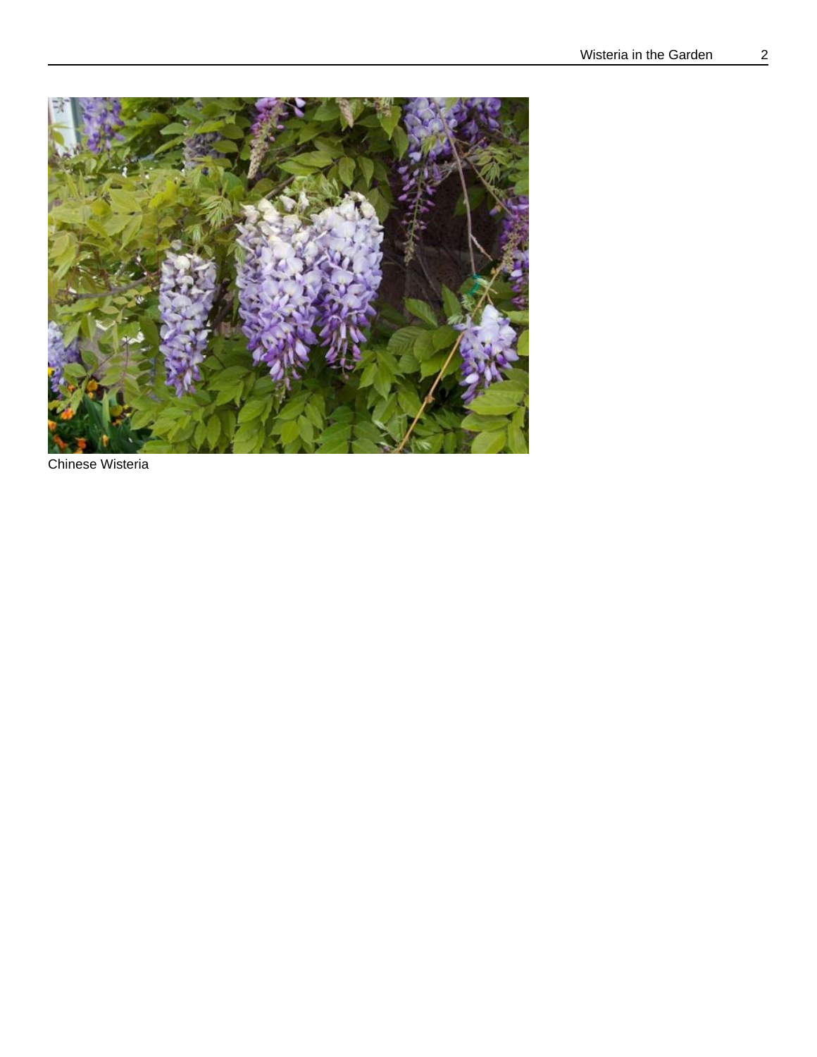Chinese Wisteria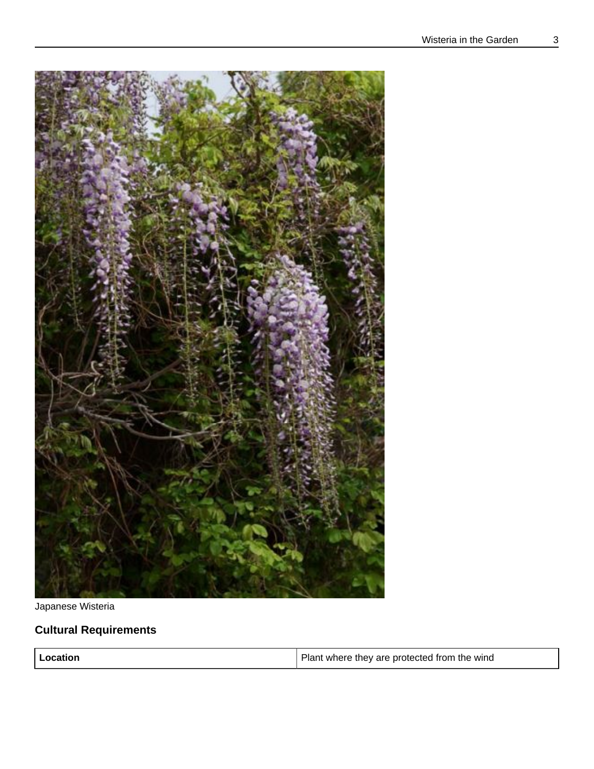Japanese Wisteria

## Cultural Requirements

| Location | Plant where they are protected from the wind |
| --- | --- |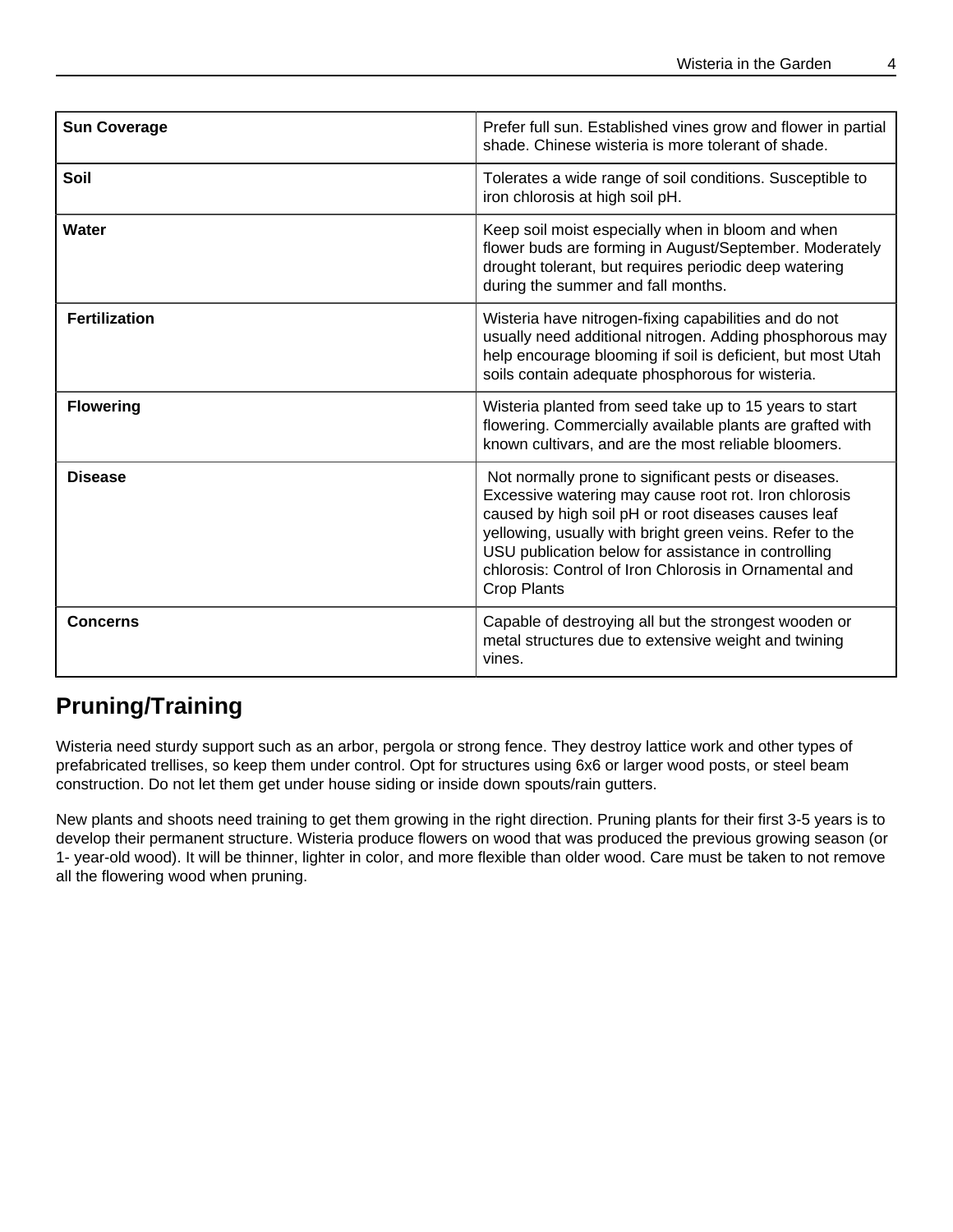| Sun Coverage | Prefer full sun. Established vines grow and flower in partial shade. Chinese wisteria is more tolerant of shade. |
|---|---|
| **Soil** | Tolerates a wide range of soil conditions. Susceptible to iron chlorosis at high soil pH. |
| **Water** | Keep soil moist especially when in bloom and when flower buds are forming in August/September. Moderately drought tolerant, but requires periodic deep watering during the summer and fall months. |
| **Fertilization** | Wisteria have nitrogen-fixing capabilities and do not usually need additional nitrogen. Adding phosphorous may help encourage blooming if soil is deficient, but most Utah soils contain adequate phosphorous for wisteria. |
| **Flowering** | Wisteria planted from seed take up to 15 years to start flowering. Commercially available plants are grafted with known cultivars, and are the most reliable bloomers. |
| **Disease** | Not normally prone to significant pests or diseases. Excessive watering may cause root rot. Iron chlorosis caused by high soil pH or root diseases causes leaf yellowing, usually with bright green veins. Refer to the USU publication below for assistance in controlling chlorosis: Control of Iron Chlorosis in Ornamental and Crop Plants |
| **Concerns** | Capable of destroying all but the strongest wooden or metal structures due to extensive weight and twining vines. |

## Pruning/Training

Wisteria need sturdy support such as an arbor, pergola or strong fence. They destroy lattice work and other types of prefabricated trellises, so keep them under control. Opt for structures using 6x6 or larger wood posts, or steel beam construction. Do not let them get under house siding or inside down spouts/rain gutters.

New plants and shoots need training to get them growing in the right direction. Pruning plants for their first 3-5 years is to develop their permanent structure. Wisteria produce flowers on wood that was produced the previous growing season (or 1- year-old wood). It will be thinner, lighter in color, and more flexible than older wood. Care must be taken to not remove all the flowering wood when pruning.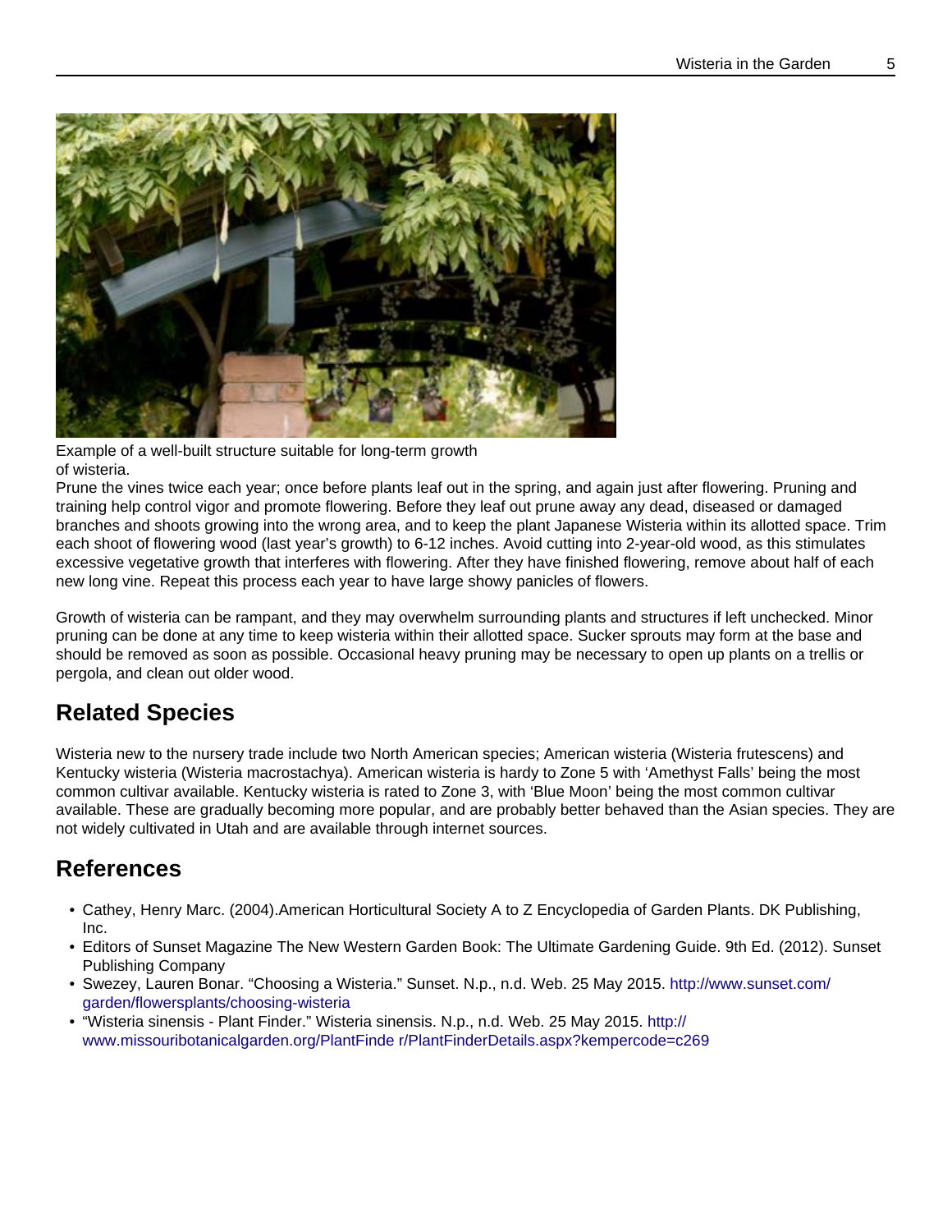Example of a well-built structure suitable for long-term growth of wisteria.

Prune the vines twice each year; once before plants leaf out in the spring, and again just after flowering. Pruning and training help control vigor and promote flowering. Before they leaf out prune away any dead, diseased or damaged branches and shoots growing into the wrong area, and to keep the plant Japanese Wisteria within its allotted space. Trim each shoot of flowering wood (last year's growth) to 6-12 inches. Avoid cutting into 2-year-old wood, as this stimulates excessive vegetative growth that interferes with flowering. After they have finished flowering, remove about half of each new long vine. Repeat this process each year to have large showy panicles of flowers.

Growth of wisteria can be rampant, and they may overwhelm surrounding plants and structures if left unchecked. Minor pruning can be done at any time to keep wisteria within their allotted space. Sucker sprouts may form at the base and should be removed as soon as possible. Occasional heavy pruning may be necessary to open up plants on a trellis or pergola, and clean out older wood.

## Related Species

Wisteria new to the nursery trade include two North American species; American wisteria (Wisteria frutescens) and Kentucky wisteria (Wisteria macrostachya). American wisteria is hardy to Zone 5 with 'Amethyst Falls' being the most common cultivar available. Kentucky wisteria is rated to Zone 3, with 'Blue Moon' being the most common cultivar available. These are gradually becoming more popular, and are probably better behaved than the Asian species. They are not widely cultivated in Utah and are available through internet sources.

## References

- Cathey, Henry Marc. (2004).American Horticultural Society A to Z Encyclopedia of Garden Plants. DK Publishing, Inc.
- Editors of Sunset Magazine The New Western Garden Book: The Ultimate Gardening Guide. 9th Ed. (2012). Sunset Publishing Company
- Swezey, Lauren Bonar. "Choosing a Wisteria." Sunset. N.p., n.d. Web. 25 May 2015. http://www.sunset.com/garden/flowersplants/choosing-wisteria
- "Wisteria sinensis - Plant Finder." Wisteria sinensis. N.p., n.d. Web. 25 May 2015. http://www.missouribotanicalgarden.org/PlantFinde r/PlantFinderDetails.aspx?kempercode=c269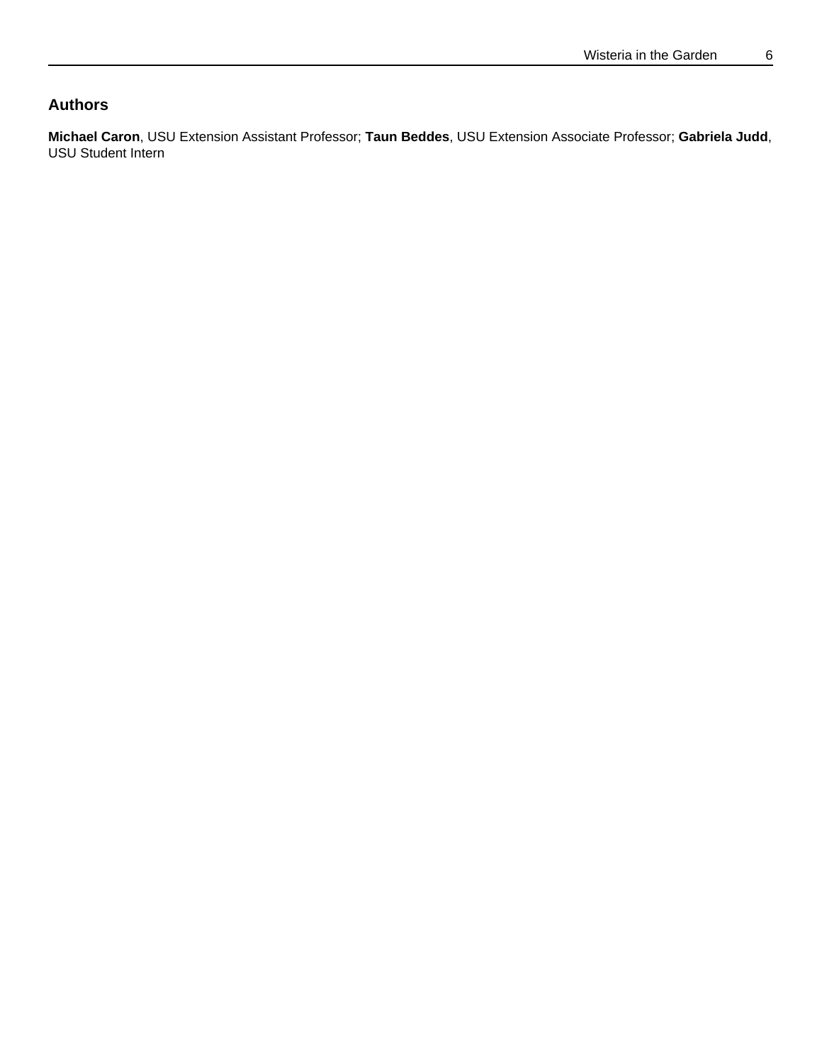## Authors

**Michael Caron**, USU Extension Assistant Professor; **Taun Beddes**, USU Extension Associate Professor; **Gabriela Judd**, USU Student Intern